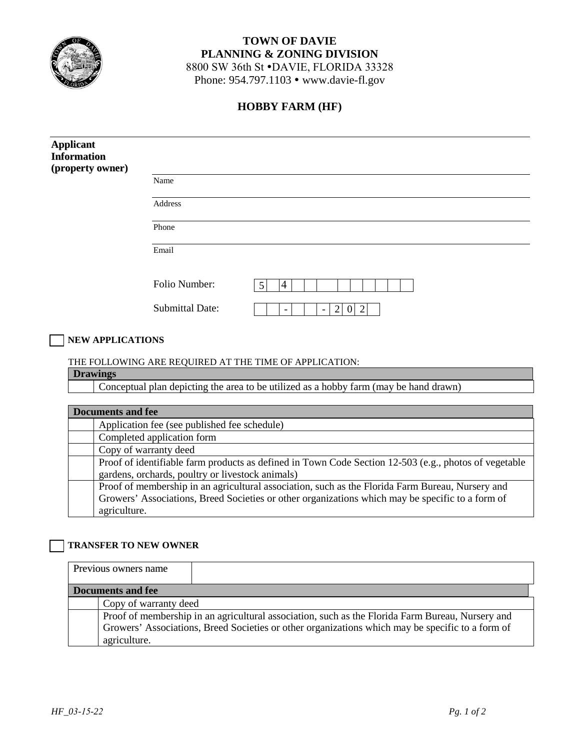**TOWN OF DAVIE**
**PLANNING & ZONING DIVISION**
8800 SW 36th St •DAVIE, FLORIDA 33328
Phone: 954.797.1103 • www.davie-fl.gov

# HOBBY FARM (HF)

**Applicant Information (property owner)**

Name

Address

Phone

Email

Folio Number: | 5 | 4 | | | | | | | | | | |

Submittal Date: | | | - | | | - | 2 | 0 | 2 | |

☐ **NEW APPLICATIONS**

THE FOLLOWING ARE REQUIRED AT THE TIME OF APPLICATION:

| | **Drawings** |
|---|---|
| | Conceptual plan depicting the area to be utilized as a hobby farm (may be hand drawn) |

| | **Documents and fee** |
|---|---|
| | Application fee (see published fee schedule) |
| | Completed application form |
| | Copy of warranty deed |
| | Proof of identifiable farm products as defined in Town Code Section 12-503 (e.g., photos of vegetable gardens, orchards, poultry or livestock animals) |
| | Proof of membership in an agricultural association, such as the Florida Farm Bureau, Nursery and Growers' Associations, Breed Societies or other organizations which may be specific to a form of agriculture. |

☐ **TRANSFER TO NEW OWNER**

| Previous owners name | |
|---|---|
| **Documents and fee** | |
| | Copy of warranty deed |
| | Proof of membership in an agricultural association, such as the Florida Farm Bureau, Nursery and Growers' Associations, Breed Societies or other organizations which may be specific to a form of agriculture. |

*HF_03-15-22*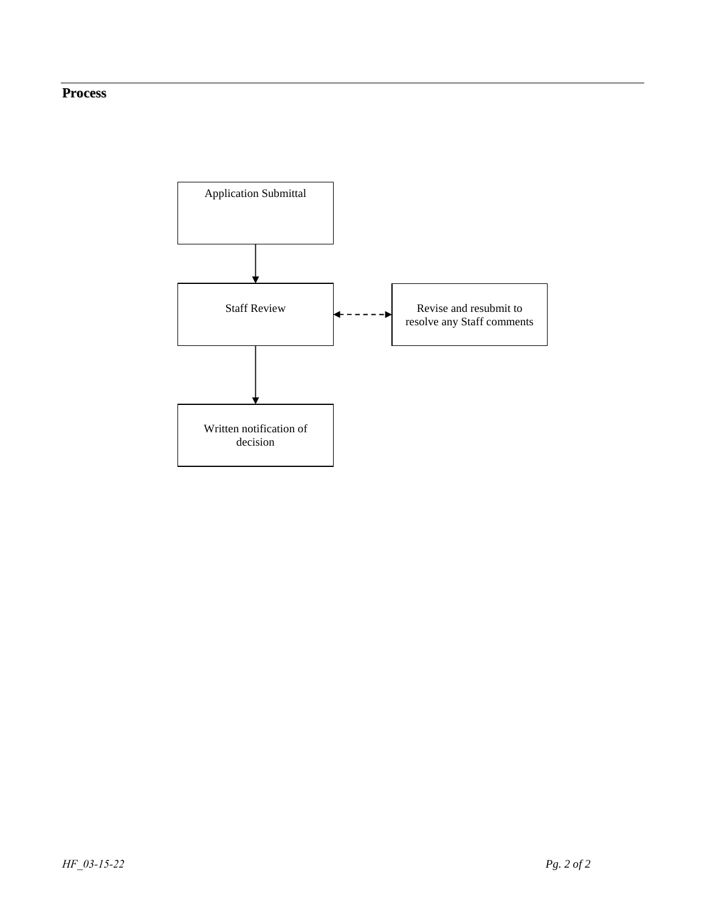## Process

Application Submittal

↓

Staff Review ⇠ - - ⇢ Revise and resubmit to resolve any Staff comments

↓

Written notification of decision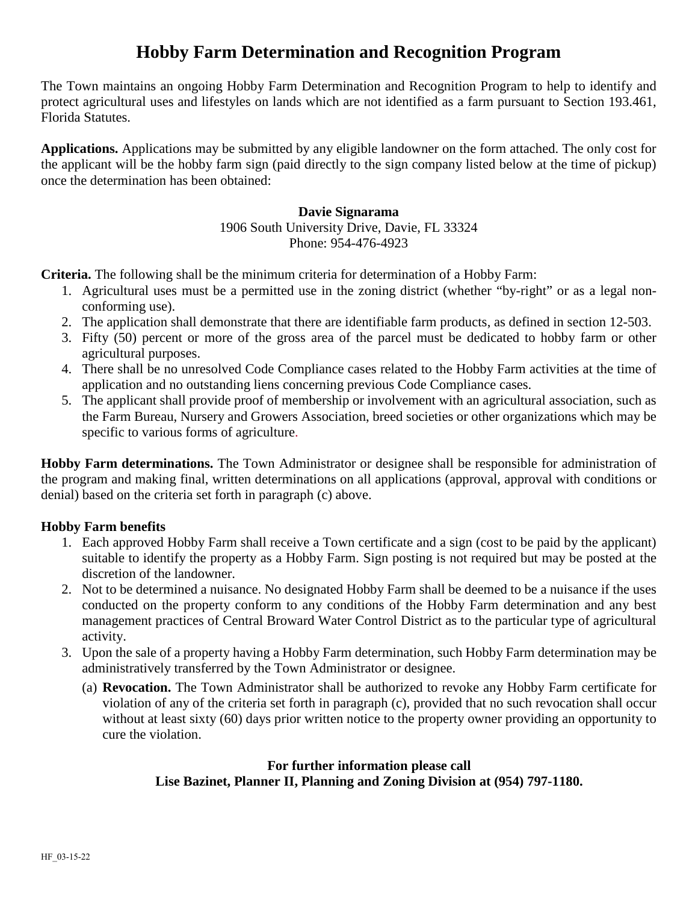# Hobby Farm Determination and Recognition Program

The Town maintains an ongoing Hobby Farm Determination and Recognition Program to help to identify and protect agricultural uses and lifestyles on lands which are not identified as a farm pursuant to Section 193.461, Florida Statutes.

**Applications.** Applications may be submitted by any eligible landowner on the form attached. The only cost for the applicant will be the hobby farm sign (paid directly to the sign company listed below at the time of pickup) once the determination has been obtained:

**Davie Signarama**
1906 South University Drive, Davie, FL 33324
Phone: 954-476-4923

**Criteria.** The following shall be the minimum criteria for determination of a Hobby Farm:

1. Agricultural uses must be a permitted use in the zoning district (whether "by-right" or as a legal non-conforming use).
2. The application shall demonstrate that there are identifiable farm products, as defined in section 12-503.
3. Fifty (50) percent or more of the gross area of the parcel must be dedicated to hobby farm or other agricultural purposes.
4. There shall be no unresolved Code Compliance cases related to the Hobby Farm activities at the time of application and no outstanding liens concerning previous Code Compliance cases.
5. The applicant shall provide proof of membership or involvement with an agricultural association, such as the Farm Bureau, Nursery and Growers Association, breed societies or other organizations which may be specific to various forms of agriculture.

**Hobby Farm determinations.** The Town Administrator or designee shall be responsible for administration of the program and making final, written determinations on all applications (approval, approval with conditions or denial) based on the criteria set forth in paragraph (c) above.

**Hobby Farm benefits**

1. Each approved Hobby Farm shall receive a Town certificate and a sign (cost to be paid by the applicant) suitable to identify the property as a Hobby Farm. Sign posting is not required but may be posted at the discretion of the landowner.
2. Not to be determined a nuisance. No designated Hobby Farm shall be deemed to be a nuisance if the uses conducted on the property conform to any conditions of the Hobby Farm determination and any best management practices of Central Broward Water Control District as to the particular type of agricultural activity.
3. Upon the sale of a property having a Hobby Farm determination, such Hobby Farm determination may be administratively transferred by the Town Administrator or designee.
   (a) **Revocation.** The Town Administrator shall be authorized to revoke any Hobby Farm certificate for violation of any of the criteria set forth in paragraph (c), provided that no such revocation shall occur without at least sixty (60) days prior written notice to the property owner providing an opportunity to cure the violation.

**For further information please call**
**Lise Bazinet, Planner II, Planning and Zoning Division at (954) 797-1180.**

HF_03-15-22